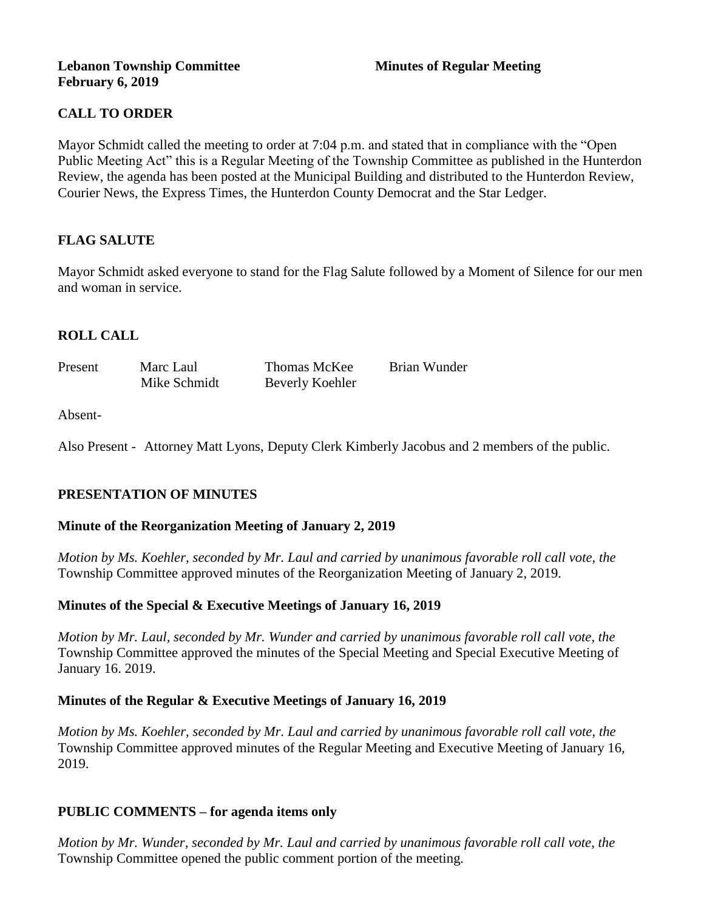**Lebanon Township Committee** **Minutes of Regular Meeting**
**February 6, 2019**

## CALL TO ORDER

Mayor Schmidt called the meeting to order at 7:04 p.m. and stated that in compliance with the "Open Public Meeting Act" this is a Regular Meeting of the Township Committee as published in the Hunterdon Review, the agenda has been posted at the Municipal Building and distributed to the Hunterdon Review, Courier News, the Express Times, the Hunterdon County Democrat and the Star Ledger.

## FLAG SALUTE

Mayor Schmidt asked everyone to stand for the Flag Salute followed by a Moment of Silence for our men and woman in service.

## ROLL CALL

| Present | Marc Laul | Thomas McKee | Brian Wunder |
|---|---|---|---|
| | Mike Schmidt | Beverly Koehler | |

Absent-

Also Present - Attorney Matt Lyons, Deputy Clerk Kimberly Jacobus and 2 members of the public.

## PRESENTATION OF MINUTES

### Minute of the Reorganization Meeting of January 2, 2019

*Motion by Ms. Koehler, seconded by Mr. Laul and carried by unanimous favorable roll call vote, the* Township Committee approved minutes of the Reorganization Meeting of January 2, 2019.

### Minutes of the Special & Executive Meetings of January 16, 2019

*Motion by Mr. Laul, seconded by Mr. Wunder and carried by unanimous favorable roll call vote, the* Township Committee approved the minutes of the Special Meeting and Special Executive Meeting of January 16. 2019.

### Minutes of the Regular & Executive Meetings of January 16, 2019

*Motion by Ms. Koehler, seconded by Mr. Laul and carried by unanimous favorable roll call vote, the* Township Committee approved minutes of the Regular Meeting and Executive Meeting of January 16, 2019.

## PUBLIC COMMENTS – for agenda items only

*Motion by Mr. Wunder, seconded by Mr. Laul and carried by unanimous favorable roll call vote, the* Township Committee opened the public comment portion of the meeting.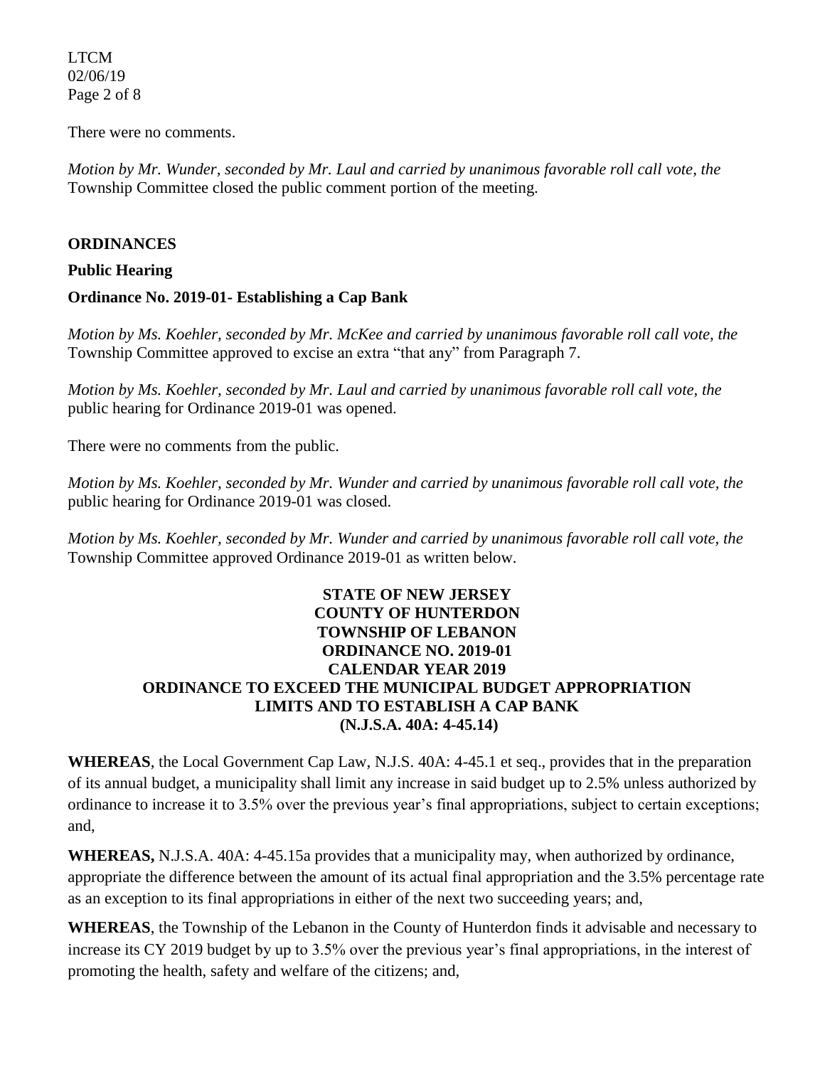There were no comments.

*Motion by Mr. Wunder, seconded by Mr. Laul and carried by unanimous favorable roll call vote, the* Township Committee closed the public comment portion of the meeting.

## ORDINANCES

### Public Hearing

### Ordinance No. 2019-01- Establishing a Cap Bank

*Motion by Ms. Koehler, seconded by Mr. McKee and carried by unanimous favorable roll call vote, the* Township Committee approved to excise an extra "that any" from Paragraph 7.

*Motion by Ms. Koehler, seconded by Mr. Laul and carried by unanimous favorable roll call vote, the* public hearing for Ordinance 2019-01 was opened.

There were no comments from the public.

*Motion by Ms. Koehler, seconded by Mr. Wunder and carried by unanimous favorable roll call vote, the* public hearing for Ordinance 2019-01 was closed.

*Motion by Ms. Koehler, seconded by Mr. Wunder and carried by unanimous favorable roll call vote, the* Township Committee approved Ordinance 2019-01 as written below.

**STATE OF NEW JERSEY**
**COUNTY OF HUNTERDON**
**TOWNSHIP OF LEBANON**
**ORDINANCE NO. 2019-01**
**CALENDAR YEAR 2019**
**ORDINANCE TO EXCEED THE MUNICIPAL BUDGET APPROPRIATION LIMITS AND TO ESTABLISH A CAP BANK**
**(N.J.S.A. 40A: 4-45.14)**

**WHEREAS**, the Local Government Cap Law, N.J.S. 40A: 4-45.1 et seq., provides that in the preparation of its annual budget, a municipality shall limit any increase in said budget up to 2.5% unless authorized by ordinance to increase it to 3.5% over the previous year's final appropriations, subject to certain exceptions; and,

**WHEREAS,** N.J.S.A. 40A: 4-45.15a provides that a municipality may, when authorized by ordinance, appropriate the difference between the amount of its actual final appropriation and the 3.5% percentage rate as an exception to its final appropriations in either of the next two succeeding years; and,

**WHEREAS**, the Township of the Lebanon in the County of Hunterdon finds it advisable and necessary to increase its CY 2019 budget by up to 3.5% over the previous year's final appropriations, in the interest of promoting the health, safety and welfare of the citizens; and,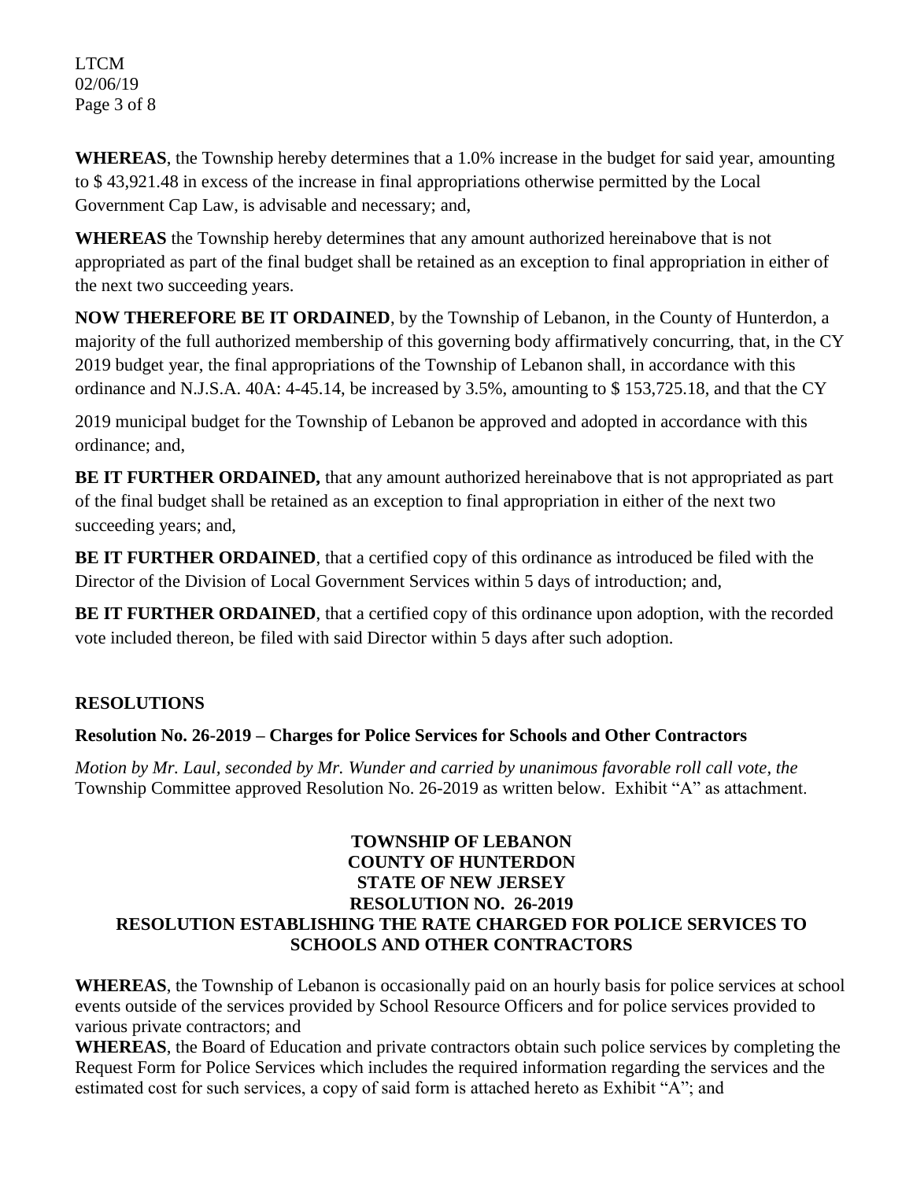**WHEREAS**, the Township hereby determines that a 1.0% increase in the budget for said year, amounting to $ 43,921.48 in excess of the increase in final appropriations otherwise permitted by the Local Government Cap Law, is advisable and necessary; and,

**WHEREAS** the Township hereby determines that any amount authorized hereinabove that is not appropriated as part of the final budget shall be retained as an exception to final appropriation in either of the next two succeeding years.

**NOW THEREFORE BE IT ORDAINED**, by the Township of Lebanon, in the County of Hunterdon, a majority of the full authorized membership of this governing body affirmatively concurring, that, in the CY 2019 budget year, the final appropriations of the Township of Lebanon shall, in accordance with this ordinance and N.J.S.A. 40A: 4-45.14, be increased by 3.5%, amounting to $ 153,725.18, and that the CY 2019 municipal budget for the Township of Lebanon be approved and adopted in accordance with this ordinance; and,

**BE IT FURTHER ORDAINED,** that any amount authorized hereinabove that is not appropriated as part of the final budget shall be retained as an exception to final appropriation in either of the next two succeeding years; and,

**BE IT FURTHER ORDAINED**, that a certified copy of this ordinance as introduced be filed with the Director of the Division of Local Government Services within 5 days of introduction; and,

**BE IT FURTHER ORDAINED**, that a certified copy of this ordinance upon adoption, with the recorded vote included thereon, be filed with said Director within 5 days after such adoption.

## RESOLUTIONS

### Resolution No. 26-2019 – Charges for Police Services for Schools and Other Contractors

*Motion by Mr. Laul, seconded by Mr. Wunder and carried by unanimous favorable roll call vote, the* Township Committee approved Resolution No. 26-2019 as written below. Exhibit "A" as attachment.

**TOWNSHIP OF LEBANON**
**COUNTY OF HUNTERDON**
**STATE OF NEW JERSEY**
**RESOLUTION NO. 26-2019**
**RESOLUTION ESTABLISHING THE RATE CHARGED FOR POLICE SERVICES TO SCHOOLS AND OTHER CONTRACTORS**

**WHEREAS**, the Township of Lebanon is occasionally paid on an hourly basis for police services at school events outside of the services provided by School Resource Officers and for police services provided to various private contractors; and

**WHEREAS**, the Board of Education and private contractors obtain such police services by completing the Request Form for Police Services which includes the required information regarding the services and the estimated cost for such services, a copy of said form is attached hereto as Exhibit "A"; and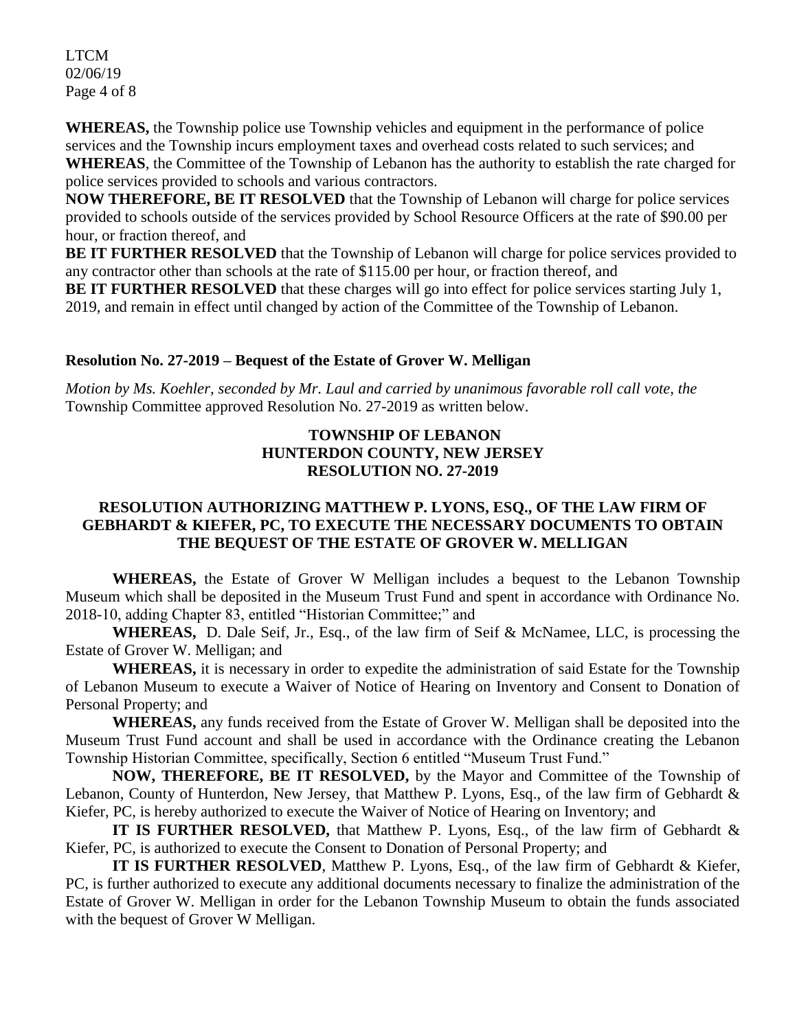**WHEREAS,** the Township police use Township vehicles and equipment in the performance of police services and the Township incurs employment taxes and overhead costs related to such services; and

**WHEREAS**, the Committee of the Township of Lebanon has the authority to establish the rate charged for police services provided to schools and various contractors.

**NOW THEREFORE, BE IT RESOLVED** that the Township of Lebanon will charge for police services provided to schools outside of the services provided by School Resource Officers at the rate of $90.00 per hour, or fraction thereof, and

**BE IT FURTHER RESOLVED** that the Township of Lebanon will charge for police services provided to any contractor other than schools at the rate of $115.00 per hour, or fraction thereof, and

**BE IT FURTHER RESOLVED** that these charges will go into effect for police services starting July 1, 2019, and remain in effect until changed by action of the Committee of the Township of Lebanon.

### Resolution No. 27-2019 – Bequest of the Estate of Grover W. Melligan

*Motion by Ms. Koehler, seconded by Mr. Laul and carried by unanimous favorable roll call vote, the* Township Committee approved Resolution No. 27-2019 as written below.

**TOWNSHIP OF LEBANON**
**HUNTERDON COUNTY, NEW JERSEY**
**RESOLUTION NO. 27-2019**

**RESOLUTION AUTHORIZING MATTHEW P. LYONS, ESQ., OF THE LAW FIRM OF GEBHARDT & KIEFER, PC, TO EXECUTE THE NECESSARY DOCUMENTS TO OBTAIN THE BEQUEST OF THE ESTATE OF GROVER W. MELLIGAN**

**WHEREAS,** the Estate of Grover W Melligan includes a bequest to the Lebanon Township Museum which shall be deposited in the Museum Trust Fund and spent in accordance with Ordinance No. 2018-10, adding Chapter 83, entitled "Historian Committee;" and

**WHEREAS,** D. Dale Seif, Jr., Esq., of the law firm of Seif & McNamee, LLC, is processing the Estate of Grover W. Melligan; and

**WHEREAS,** it is necessary in order to expedite the administration of said Estate for the Township of Lebanon Museum to execute a Waiver of Notice of Hearing on Inventory and Consent to Donation of Personal Property; and

**WHEREAS,** any funds received from the Estate of Grover W. Melligan shall be deposited into the Museum Trust Fund account and shall be used in accordance with the Ordinance creating the Lebanon Township Historian Committee, specifically, Section 6 entitled "Museum Trust Fund."

**NOW, THEREFORE, BE IT RESOLVED,** by the Mayor and Committee of the Township of Lebanon, County of Hunterdon, New Jersey, that Matthew P. Lyons, Esq., of the law firm of Gebhardt & Kiefer, PC, is hereby authorized to execute the Waiver of Notice of Hearing on Inventory; and

**IT IS FURTHER RESOLVED,** that Matthew P. Lyons, Esq., of the law firm of Gebhardt & Kiefer, PC, is authorized to execute the Consent to Donation of Personal Property; and

**IT IS FURTHER RESOLVED**, Matthew P. Lyons, Esq., of the law firm of Gebhardt & Kiefer, PC, is further authorized to execute any additional documents necessary to finalize the administration of the Estate of Grover W. Melligan in order for the Lebanon Township Museum to obtain the funds associated with the bequest of Grover W Melligan.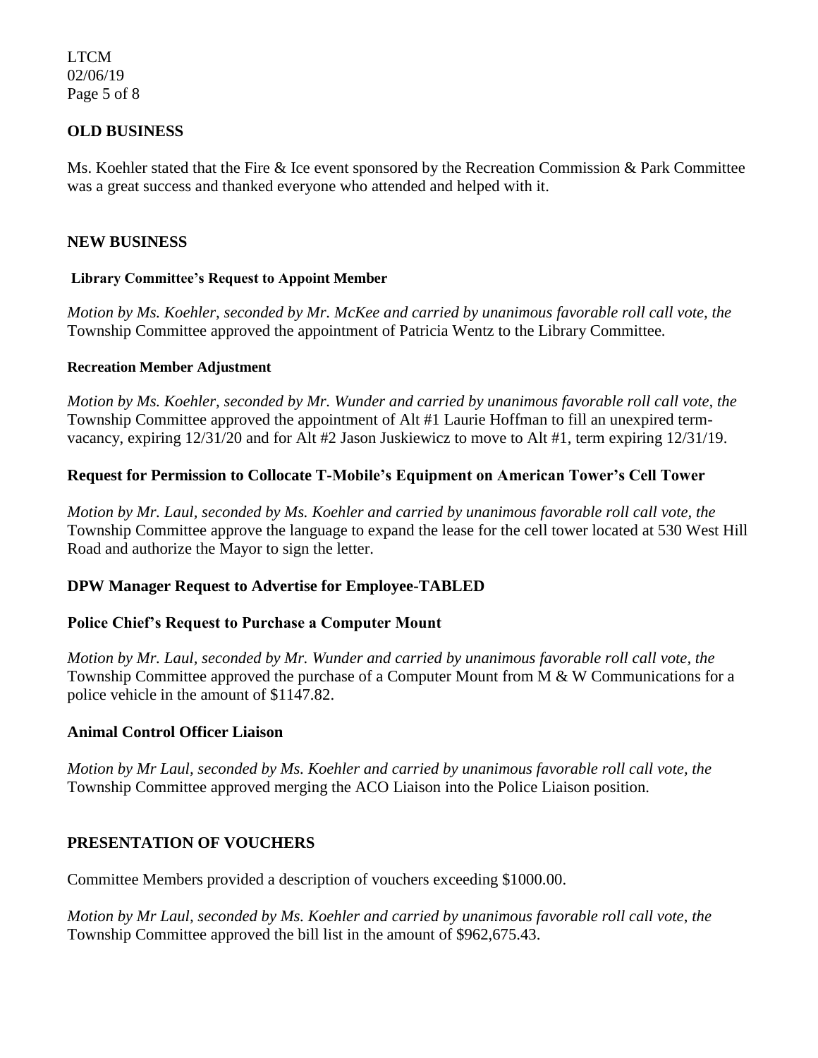## OLD BUSINESS

Ms. Koehler stated that the Fire & Ice event sponsored by the Recreation Commission & Park Committee was a great success and thanked everyone who attended and helped with it.

## NEW BUSINESS

### Library Committee's Request to Appoint Member

*Motion by Ms. Koehler, seconded by Mr. McKee and carried by unanimous favorable roll call vote, the* Township Committee approved the appointment of Patricia Wentz to the Library Committee.

### Recreation Member Adjustment

*Motion by Ms. Koehler, seconded by Mr. Wunder and carried by unanimous favorable roll call vote, the* Township Committee approved the appointment of Alt #1 Laurie Hoffman to fill an unexpired term-vacancy, expiring 12/31/20 and for Alt #2 Jason Juskiewicz to move to Alt #1, term expiring 12/31/19.

### Request for Permission to Collocate T-Mobile's Equipment on American Tower's Cell Tower

*Motion by Mr. Laul, seconded by Ms. Koehler and carried by unanimous favorable roll call vote, the* Township Committee approve the language to expand the lease for the cell tower located at 530 West Hill Road and authorize the Mayor to sign the letter.

### DPW Manager Request to Advertise for Employee-TABLED

### Police Chief's Request to Purchase a Computer Mount

*Motion by Mr. Laul, seconded by Mr. Wunder and carried by unanimous favorable roll call vote, the* Township Committee approved the purchase of a Computer Mount from M & W Communications for a police vehicle in the amount of $1147.82.

### Animal Control Officer Liaison

*Motion by Mr Laul, seconded by Ms. Koehler and carried by unanimous favorable roll call vote, the* Township Committee approved merging the ACO Liaison into the Police Liaison position.

## PRESENTATION OF VOUCHERS

Committee Members provided a description of vouchers exceeding $1000.00.

*Motion by Mr Laul, seconded by Ms. Koehler and carried by unanimous favorable roll call vote, the* Township Committee approved the bill list in the amount of $962,675.43.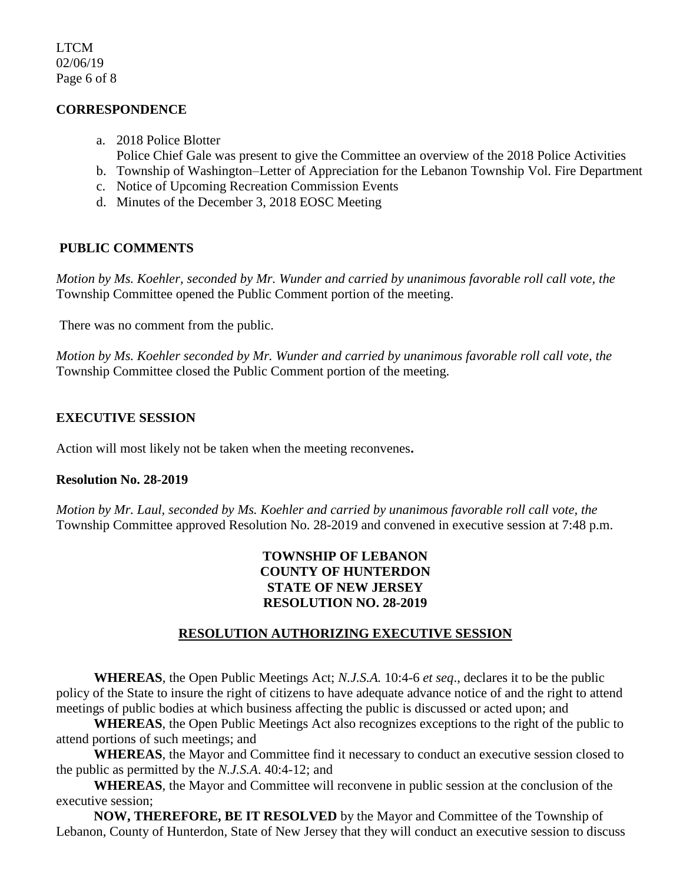## CORRESPONDENCE

a. 2018 Police Blotter
   Police Chief Gale was present to give the Committee an overview of the 2018 Police Activities
b. Township of Washington–Letter of Appreciation for the Lebanon Township Vol. Fire Department
c. Notice of Upcoming Recreation Commission Events
d. Minutes of the December 3, 2018 EOSC Meeting

## PUBLIC COMMENTS

*Motion by Ms. Koehler, seconded by Mr. Wunder and carried by unanimous favorable roll call vote, the* Township Committee opened the Public Comment portion of the meeting.

There was no comment from the public.

*Motion by Ms. Koehler seconded by Mr. Wunder and carried by unanimous favorable roll call vote, the* Township Committee closed the Public Comment portion of the meeting.

## EXECUTIVE SESSION

Action will most likely not be taken when the meeting reconvenes**.**

**Resolution No. 28-2019**

*Motion by Mr. Laul, seconded by Ms. Koehler and carried by unanimous favorable roll call vote, the* Township Committee approved Resolution No. 28-2019 and convened in executive session at 7:48 p.m.

**TOWNSHIP OF LEBANON**
**COUNTY OF HUNTERDON**
**STATE OF NEW JERSEY**
**RESOLUTION NO. 28-2019**

**RESOLUTION AUTHORIZING EXECUTIVE SESSION**

**WHEREAS**, the Open Public Meetings Act; *N.J.S.A.* 10:4-6 *et seq*., declares it to be the public policy of the State to insure the right of citizens to have adequate advance notice of and the right to attend meetings of public bodies at which business affecting the public is discussed or acted upon; and

**WHEREAS**, the Open Public Meetings Act also recognizes exceptions to the right of the public to attend portions of such meetings; and

**WHEREAS**, the Mayor and Committee find it necessary to conduct an executive session closed to the public as permitted by the *N.J.S.A*. 40:4-12; and

**WHEREAS**, the Mayor and Committee will reconvene in public session at the conclusion of the executive session;

**NOW, THEREFORE, BE IT RESOLVED** by the Mayor and Committee of the Township of Lebanon, County of Hunterdon, State of New Jersey that they will conduct an executive session to discuss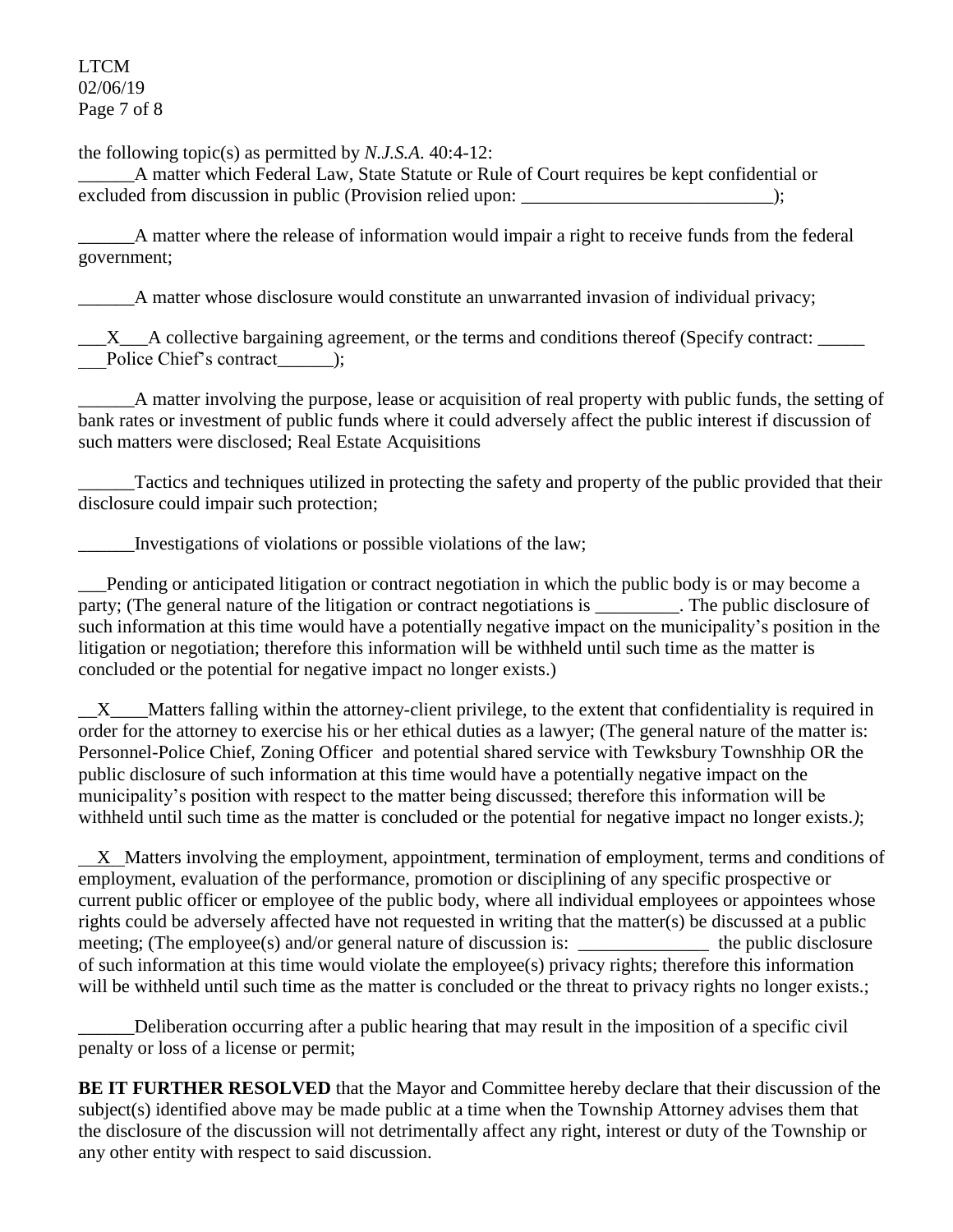the following topic(s) as permitted by *N.J.S.A.* 40:4-12:

______A matter which Federal Law, State Statute or Rule of Court requires be kept confidential or excluded from discussion in public (Provision relied upon: ___________________________);

______A matter where the release of information would impair a right to receive funds from the federal government;

______A matter whose disclosure would constitute an unwarranted invasion of individual privacy;

___X___A collective bargaining agreement, or the terms and conditions thereof (Specify contract: _____ ___Police Chief's contract______);

______A matter involving the purpose, lease or acquisition of real property with public funds, the setting of bank rates or investment of public funds where it could adversely affect the public interest if discussion of such matters were disclosed; Real Estate Acquisitions

______Tactics and techniques utilized in protecting the safety and property of the public provided that their disclosure could impair such protection;

______Investigations of violations or possible violations of the law;

___Pending or anticipated litigation or contract negotiation in which the public body is or may become a party; (The general nature of the litigation or contract negotiations is _________. The public disclosure of such information at this time would have a potentially negative impact on the municipality's position in the litigation or negotiation; therefore this information will be withheld until such time as the matter is concluded or the potential for negative impact no longer exists.)

__X____Matters falling within the attorney-client privilege, to the extent that confidentiality is required in order for the attorney to exercise his or her ethical duties as a lawyer; (The general nature of the matter is: Personnel-Police Chief, Zoning Officer and potential shared service with Tewksbury Townshhip OR the public disclosure of such information at this time would have a potentially negative impact on the municipality's position with respect to the matter being discussed; therefore this information will be withheld until such time as the matter is concluded or the potential for negative impact no longer exists.*)*;

__X__Matters involving the employment, appointment, termination of employment, terms and conditions of employment, evaluation of the performance, promotion or disciplining of any specific prospective or current public officer or employee of the public body, where all individual employees or appointees whose rights could be adversely affected have not requested in writing that the matter(s) be discussed at a public meeting; (The employee(s) and/or general nature of discussion is: ______________ the public disclosure of such information at this time would violate the employee(s) privacy rights; therefore this information will be withheld until such time as the matter is concluded or the threat to privacy rights no longer exists.;

______Deliberation occurring after a public hearing that may result in the imposition of a specific civil penalty or loss of a license or permit;

**BE IT FURTHER RESOLVED** that the Mayor and Committee hereby declare that their discussion of the subject(s) identified above may be made public at a time when the Township Attorney advises them that the disclosure of the discussion will not detrimentally affect any right, interest or duty of the Township or any other entity with respect to said discussion.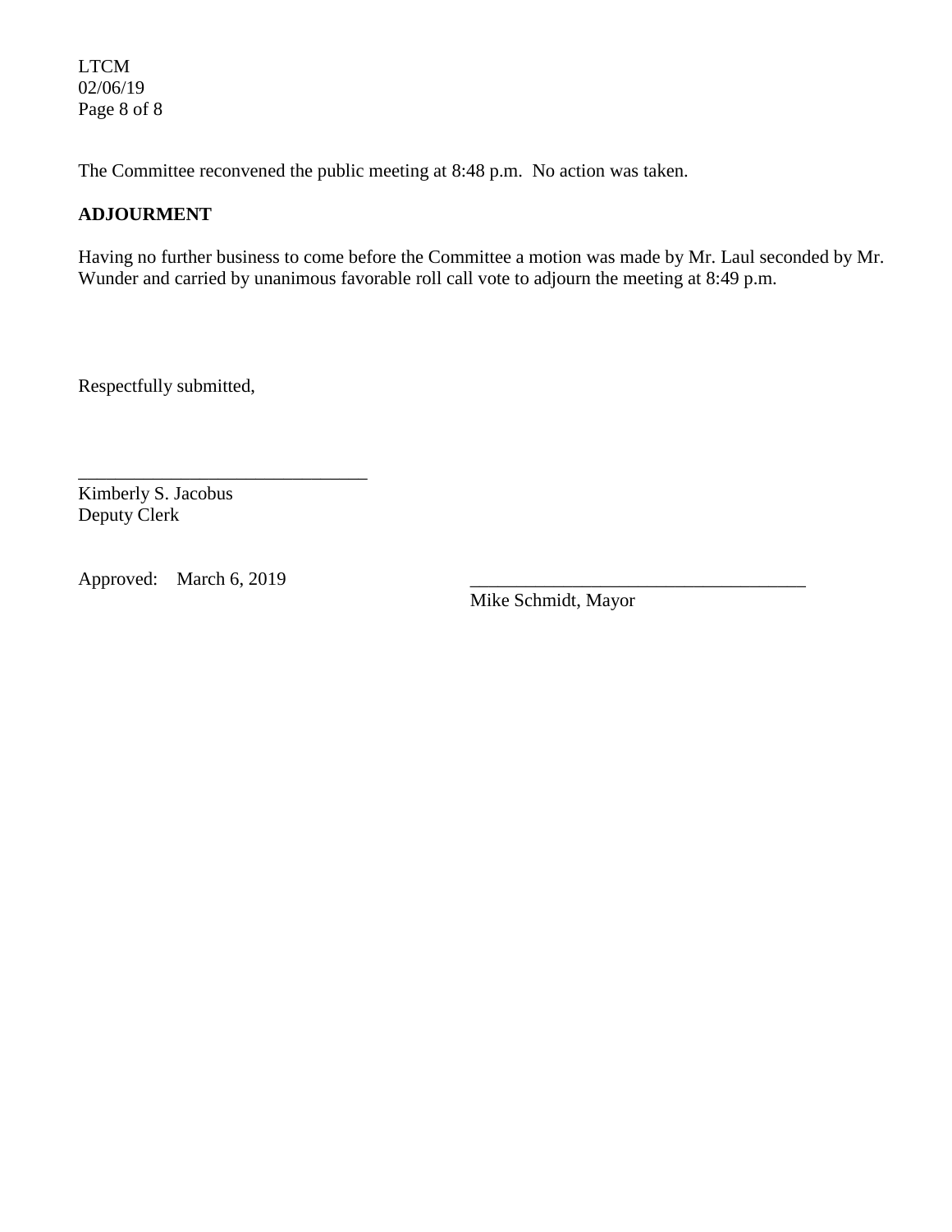The Committee reconvened the public meeting at 8:48 p.m. No action was taken.

**ADJOURMENT**

Having no further business to come before the Committee a motion was made by Mr. Laul seconded by Mr. Wunder and carried by unanimous favorable roll call vote to adjourn the meeting at 8:49 p.m.

Respectfully submitted,

\_\_\_\_\_\_\_\_\_\_\_\_\_\_\_\_\_\_\_\_\_\_\_\_\_\_\_\_\_\_\_\_

Kimberly S. Jacobus
Deputy Clerk

Approved: March 6, 2019

\_\_\_\_\_\_\_\_\_\_\_\_\_\_\_\_\_\_\_\_\_\_\_\_\_\_\_\_\_\_\_\_\_\_\_\_\_

Mike Schmidt, Mayor